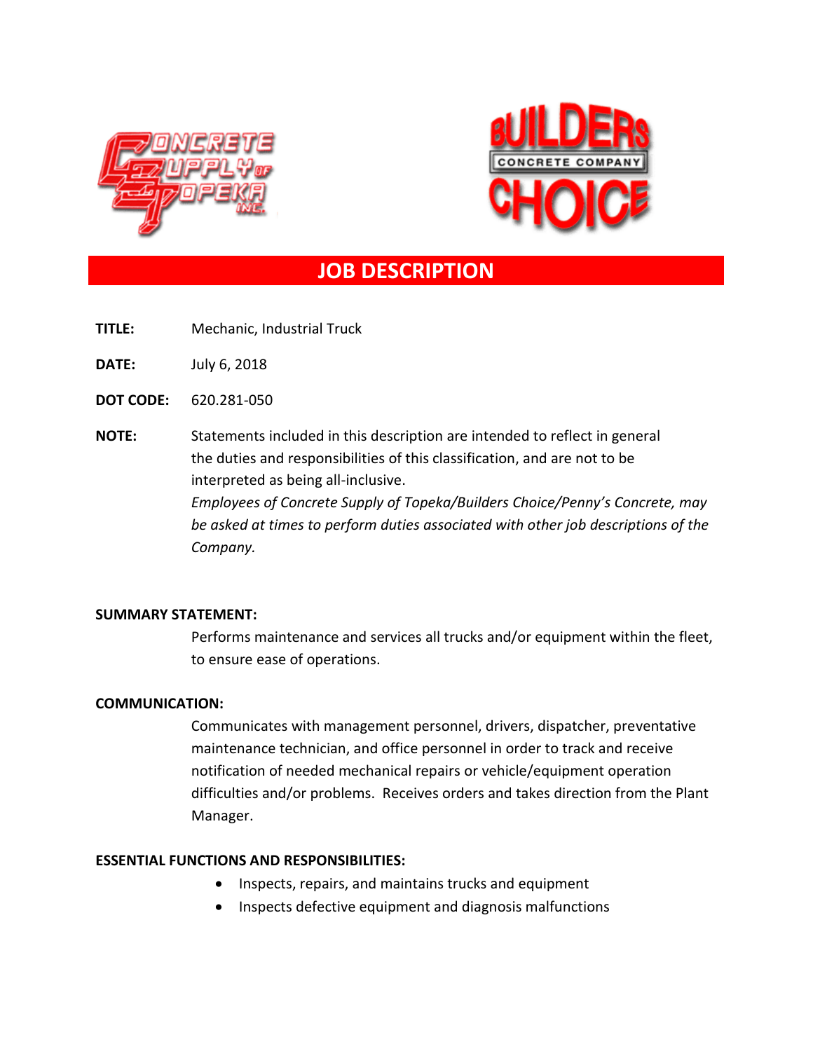# JOB DESCRIPTION

**TITLE:** Mechanic, Industrial Truck

**DATE:** July 6, 2018

**DOT CODE:** 620.281-050

**NOTE:** Statements included in this description are intended to reflect in general the duties and responsibilities of this classification, and are not to be interpreted as being all-inclusive.
*Employees of Concrete Supply of Topeka/Builders Choice/Penny's Concrete, may be asked at times to perform duties associated with other job descriptions of the Company.*

**SUMMARY STATEMENT:**

Performs maintenance and services all trucks and/or equipment within the fleet, to ensure ease of operations.

**COMMUNICATION:**

Communicates with management personnel, drivers, dispatcher, preventative maintenance technician, and office personnel in order to track and receive notification of needed mechanical repairs or vehicle/equipment operation difficulties and/or problems. Receives orders and takes direction from the Plant Manager.

**ESSENTIAL FUNCTIONS AND RESPONSIBILITIES:**

- Inspects, repairs, and maintains trucks and equipment
- Inspects defective equipment and diagnosis malfunctions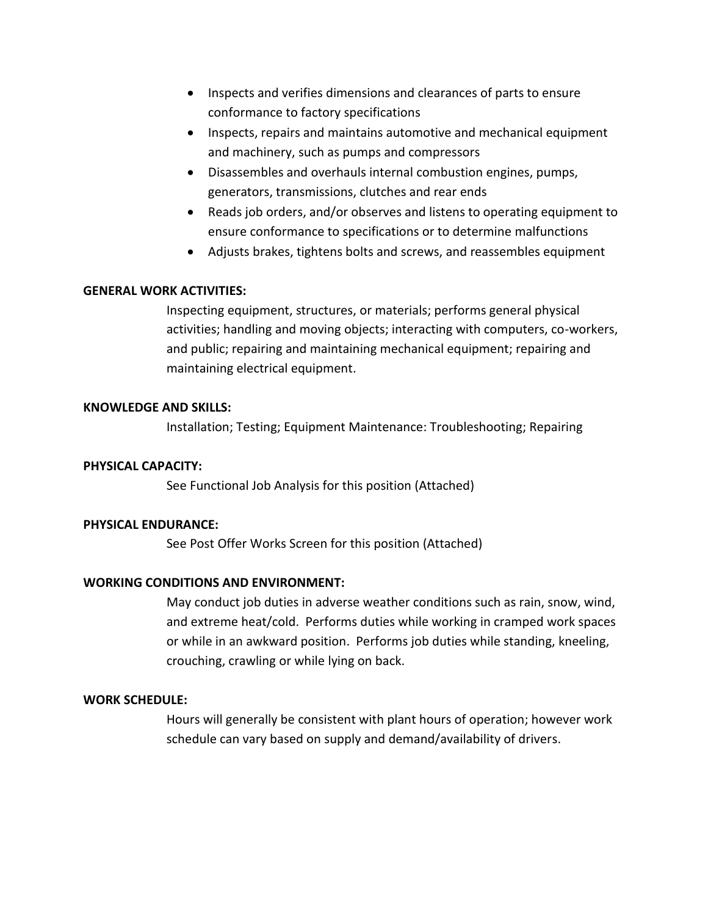- Inspects and verifies dimensions and clearances of parts to ensure conformance to factory specifications
- Inspects, repairs and maintains automotive and mechanical equipment and machinery, such as pumps and compressors
- Disassembles and overhauls internal combustion engines, pumps, generators, transmissions, clutches and rear ends
- Reads job orders, and/or observes and listens to operating equipment to ensure conformance to specifications or to determine malfunctions
- Adjusts brakes, tightens bolts and screws, and reassembles equipment

**GENERAL WORK ACTIVITIES:**

Inspecting equipment, structures, or materials; performs general physical activities; handling and moving objects; interacting with computers, co-workers, and public; repairing and maintaining mechanical equipment; repairing and maintaining electrical equipment.

**KNOWLEDGE AND SKILLS:**

Installation; Testing; Equipment Maintenance: Troubleshooting; Repairing

**PHYSICAL CAPACITY:**

See Functional Job Analysis for this position (Attached)

**PHYSICAL ENDURANCE:**

See Post Offer Works Screen for this position (Attached)

**WORKING CONDITIONS AND ENVIRONMENT:**

May conduct job duties in adverse weather conditions such as rain, snow, wind, and extreme heat/cold. Performs duties while working in cramped work spaces or while in an awkward position. Performs job duties while standing, kneeling, crouching, crawling or while lying on back.

**WORK SCHEDULE:**

Hours will generally be consistent with plant hours of operation; however work schedule can vary based on supply and demand/availability of drivers.